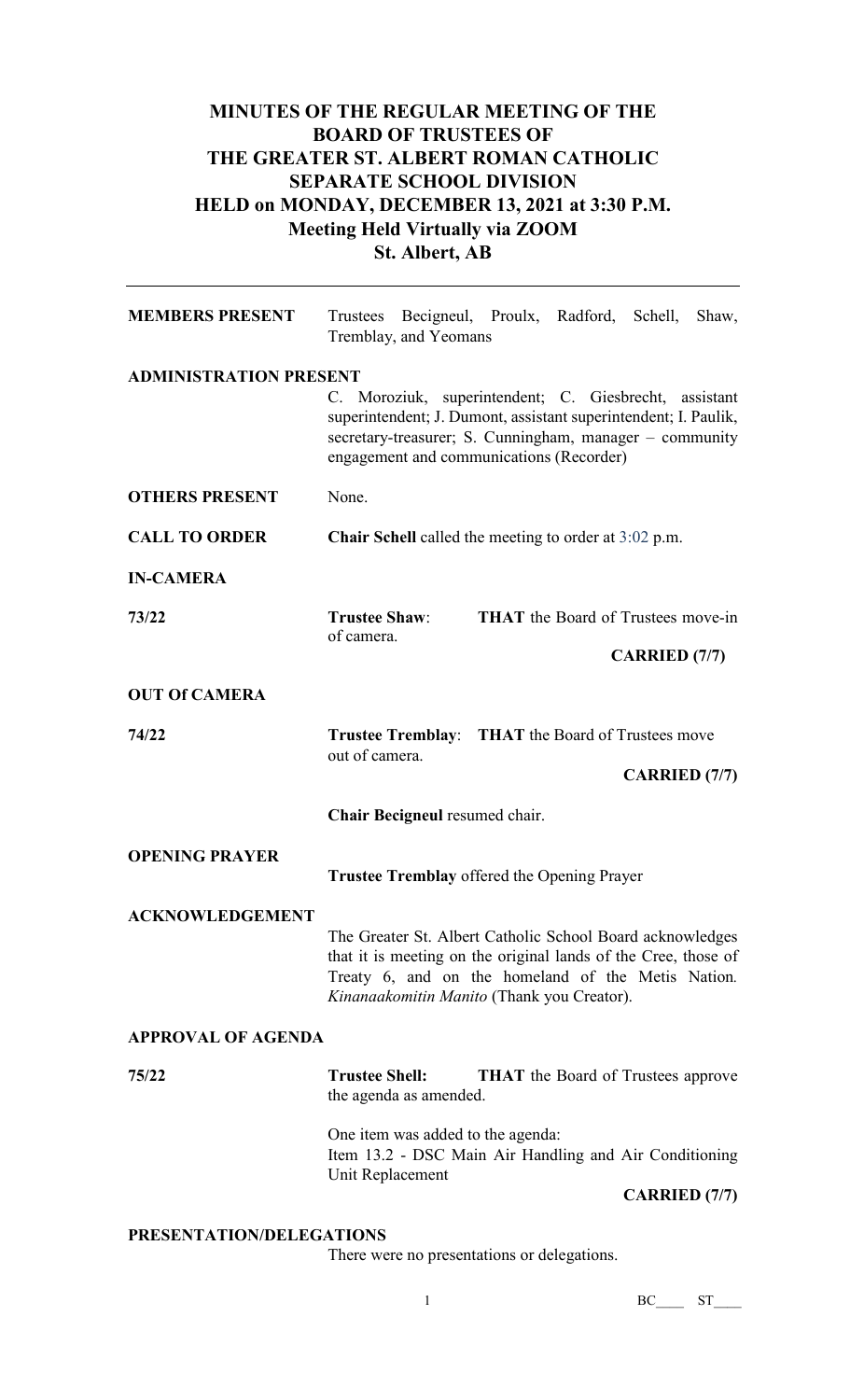# MINUTES OF THE REGULAR MEETING OF THE BOARD OF TRUSTEES OF THE GREATER ST. ALBERT ROMAN CATHOLIC SEPARATE SCHOOL DIVISION HELD on MONDAY, DECEMBER 13, 2021 at 3:30 P.M. Meeting Held Virtually via ZOOM St. Albert, AB

---

**MEMBERS PRESENT** Trustees Becigneul, Proulx, Radford, Schell, Shaw, Tremblay, and Yeomans

**ADMINISTRATION PRESENT**
C. Moroziuk, superintendent; C. Giesbrecht, assistant superintendent; J. Dumont, assistant superintendent; I. Paulik, secretary-treasurer; S. Cunningham, manager – community engagement and communications (Recorder)

**OTHERS PRESENT** None.

**CALL TO ORDER** **Chair Schell** called the meeting to order at 3:02 p.m.

**IN-CAMERA**

**73/22** **Trustee Shaw**: **THAT** the Board of Trustees move-in of camera.

**CARRIED (7/7)**

**OUT Of CAMERA**

**74/22** **Trustee Tremblay**: **THAT** the Board of Trustees move out of camera.

**CARRIED (7/7)**

**Chair Becigneul** resumed chair.

**OPENING PRAYER**

**Trustee Tremblay** offered the Opening Prayer

**ACKNOWLEDGEMENT**

The Greater St. Albert Catholic School Board acknowledges that it is meeting on the original lands of the Cree, those of Treaty 6, and on the homeland of the Metis Nation. *Kinanaakomitin Manito* (Thank you Creator).

**APPROVAL OF AGENDA**

**75/22** **Trustee Shell:** **THAT** the Board of Trustees approve the agenda as amended.

One item was added to the agenda:
Item 13.2 - DSC Main Air Handling and Air Conditioning Unit Replacement

**CARRIED (7/7)**

**PRESENTATION/DELEGATIONS**

There were no presentations or delegations.

BC____ ST____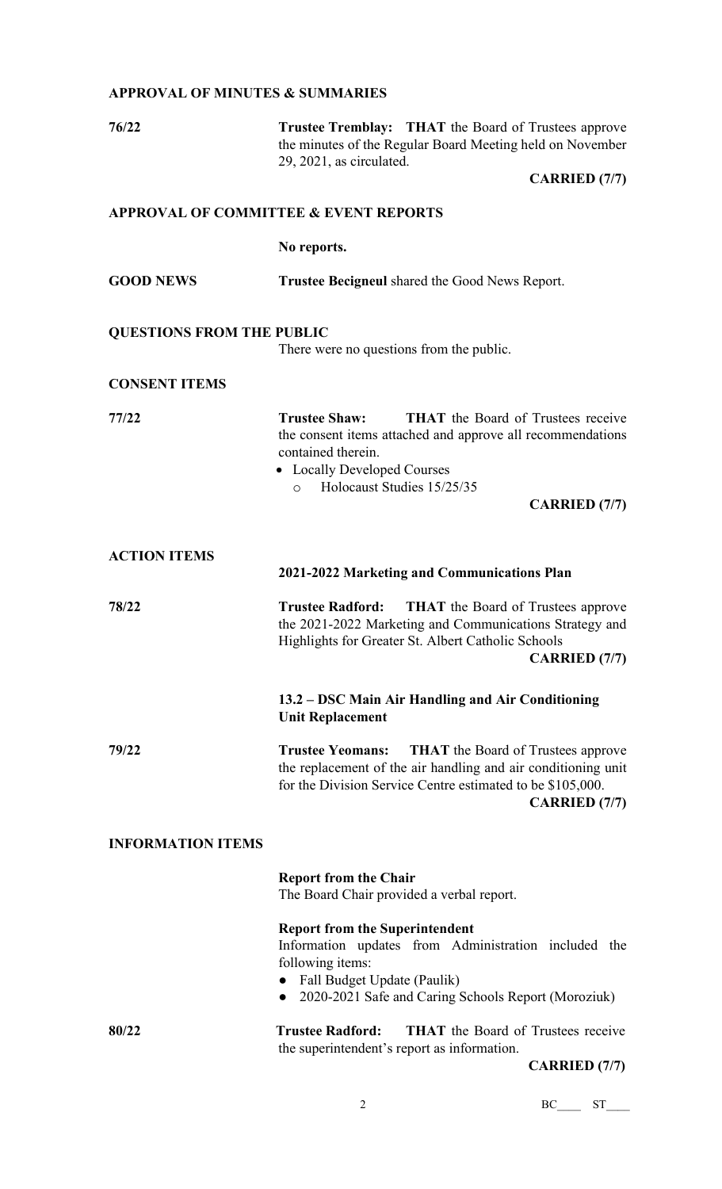## APPROVAL OF MINUTES & SUMMARIES

**76/22** **Trustee Tremblay: THAT** the Board of Trustees approve the minutes of the Regular Board Meeting held on November 29, 2021, as circulated.

**CARRIED (7/7)**

## APPROVAL OF COMMITTEE & EVENT REPORTS

**No reports.**

## GOOD NEWS

**Trustee Becigneul** shared the Good News Report.

## QUESTIONS FROM THE PUBLIC

There were no questions from the public.

## CONSENT ITEMS

**77/22** **Trustee Shaw: THAT** the Board of Trustees receive the consent items attached and approve all recommendations contained therein.

- Locally Developed Courses
  - Holocaust Studies 15/25/35

**CARRIED (7/7)**

## ACTION ITEMS

### 2021-2022 Marketing and Communications Plan

**78/22** **Trustee Radford: THAT** the Board of Trustees approve the 2021-2022 Marketing and Communications Strategy and Highlights for Greater St. Albert Catholic Schools

**CARRIED (7/7)**

### 13.2 – DSC Main Air Handling and Air Conditioning Unit Replacement

**79/22** **Trustee Yeomans: THAT** the Board of Trustees approve the replacement of the air handling and air conditioning unit for the Division Service Centre estimated to be $105,000.

**CARRIED (7/7)**

## INFORMATION ITEMS

**Report from the Chair**

The Board Chair provided a verbal report.

**Report from the Superintendent**

Information updates from Administration included the following items:

- Fall Budget Update (Paulik)
- 2020-2021 Safe and Caring Schools Report (Moroziuk)

**80/22** **Trustee Radford: THAT** the Board of Trustees receive the superintendent's report as information.

**CARRIED (7/7)**

BC____ ST____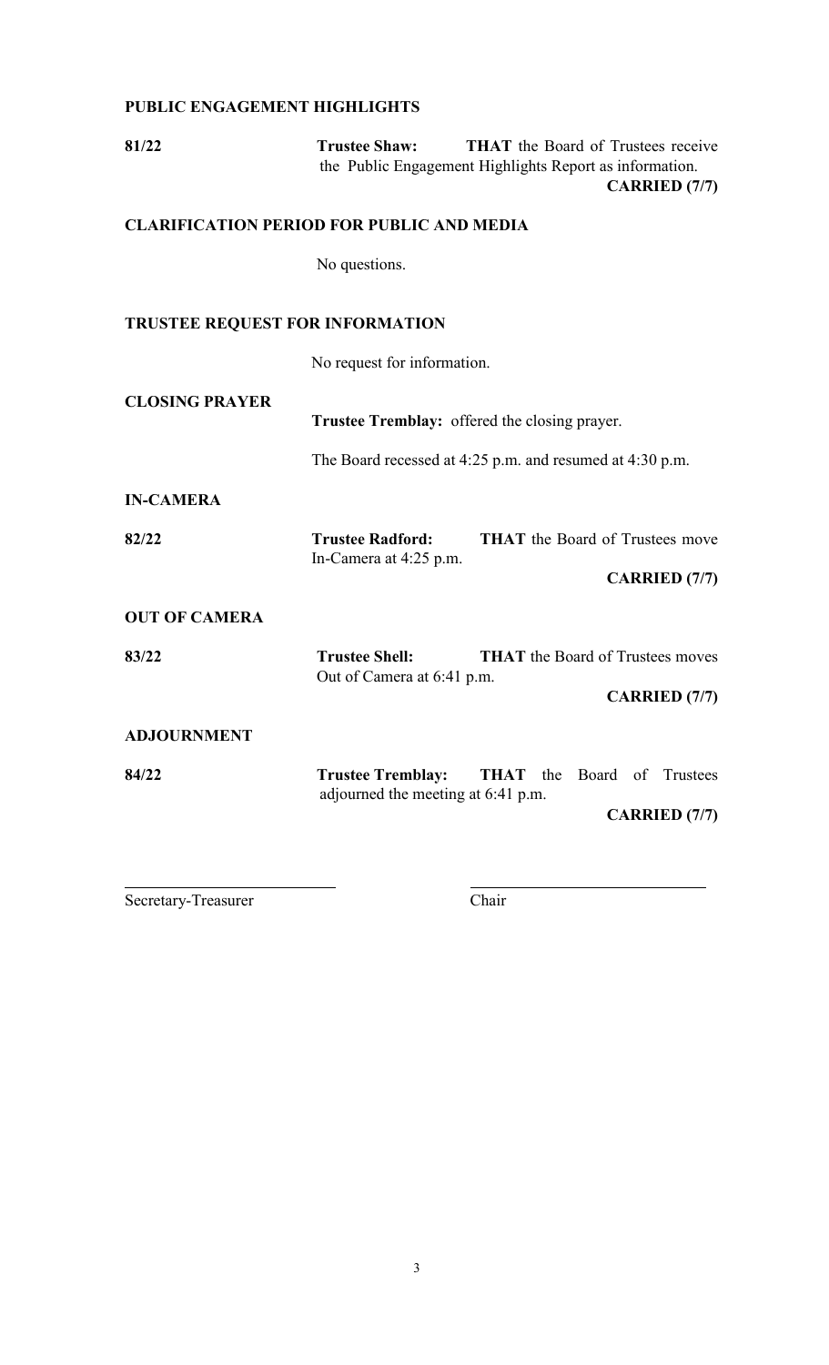**PUBLIC ENGAGEMENT HIGHLIGHTS**

**81/22** **Trustee Shaw:** **THAT** the Board of Trustees receive the Public Engagement Highlights Report as information.
**CARRIED (7/7)**

**CLARIFICATION PERIOD FOR PUBLIC AND MEDIA**

No questions.

**TRUSTEE REQUEST FOR INFORMATION**

No request for information.

**CLOSING PRAYER**

**Trustee Tremblay:** offered the closing prayer.

The Board recessed at 4:25 p.m. and resumed at 4:30 p.m.

**IN-CAMERA**

**82/22** **Trustee Radford:** **THAT** the Board of Trustees move In-Camera at 4:25 p.m.
**CARRIED (7/7)**

**OUT OF CAMERA**

**83/22** **Trustee Shell:** **THAT** the Board of Trustees moves Out of Camera at 6:41 p.m.
**CARRIED (7/7)**

**ADJOURNMENT**

**84/22** **Trustee Tremblay:** **THAT** the Board of Trustees adjourned the meeting at 6:41 p.m.
**CARRIED (7/7)**

\_\_\_\_\_\_\_\_\_\_\_\_\_\_\_\_\_\_\_\_\_\_\_\_\_\_ \_\_\_\_\_\_\_\_\_\_\_\_\_\_\_\_\_\_\_\_\_\_\_\_\_\_

Secretary-Treasurer Chair